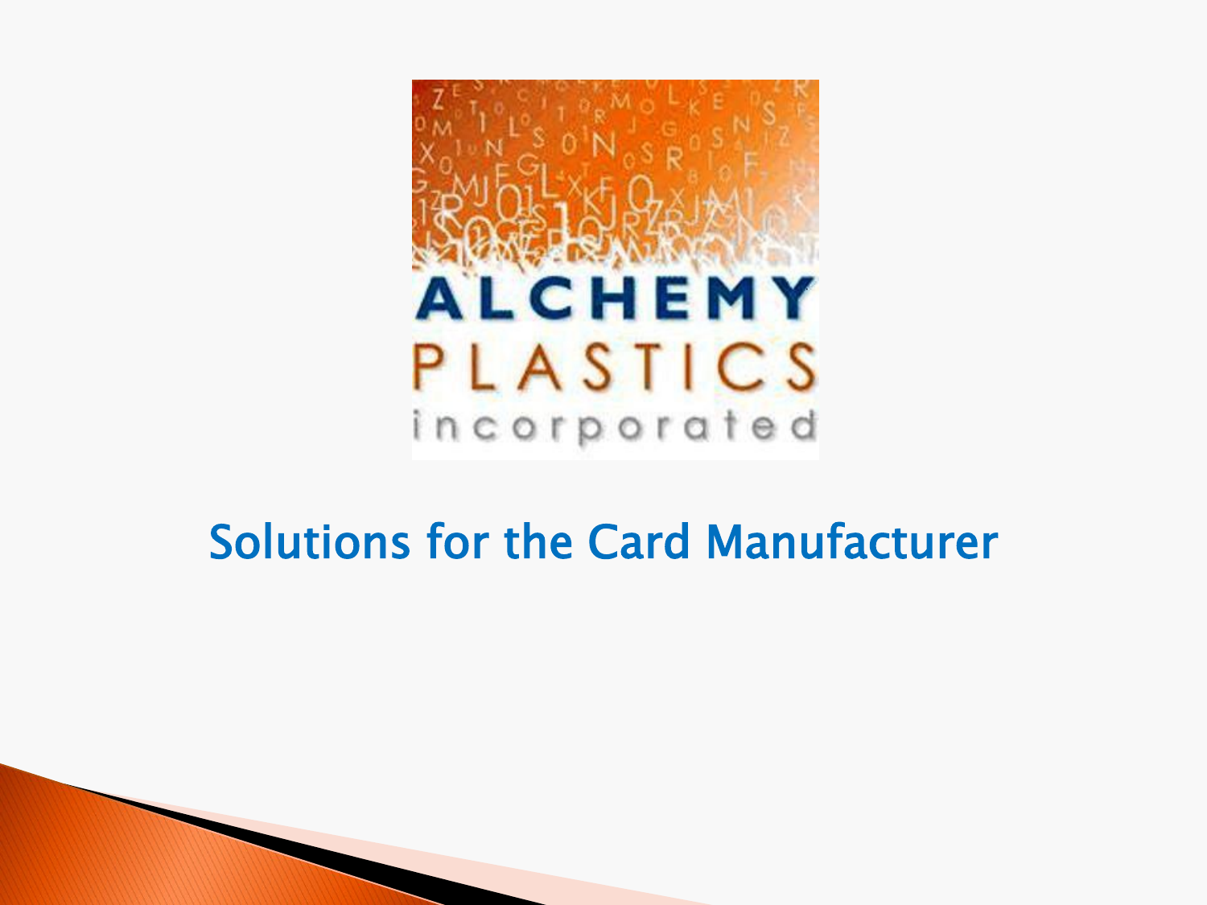ALCHEMY PLASTICS incorporated

# Solutions for the Card Manufacturer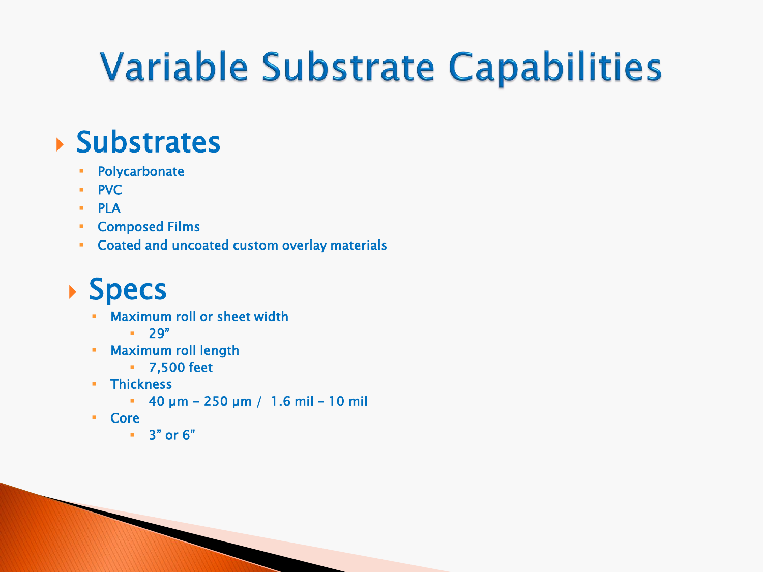# Variable Substrate Capabilities

## Substrates

- Polycarbonate
- PVC
- PLA
- Composed Films
- Coated and uncoated custom overlay materials

## Specs

- Maximum roll or sheet width
  - 29”
- Maximum roll length
  - 7,500 feet
- Thickness
  - 40 µm – 250 µm / 1.6 mil – 10 mil
- Core
  - 3” or 6”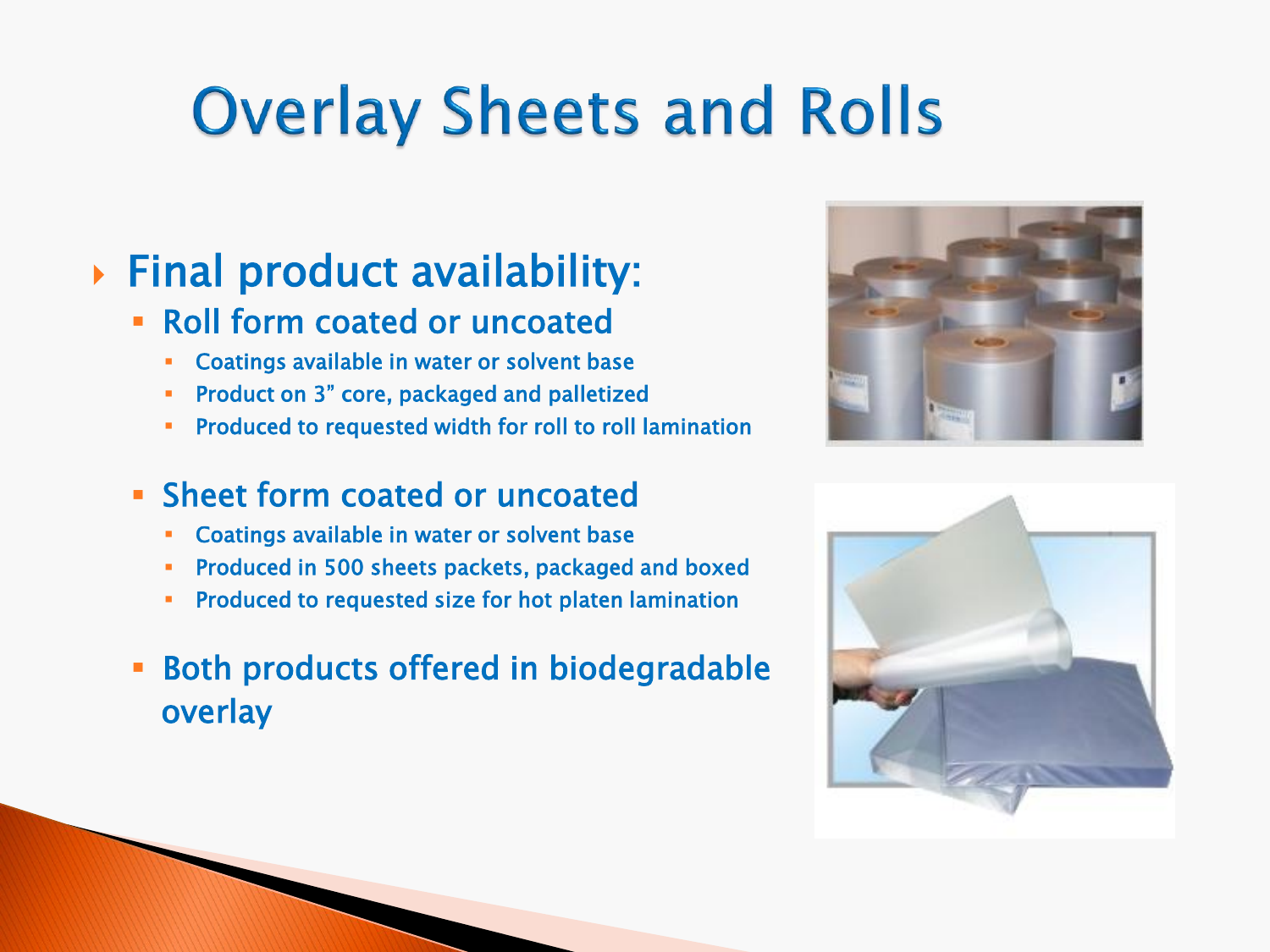# Overlay Sheets and Rolls

- Final product availability:
  - Roll form coated or uncoated
    - Coatings available in water or solvent base
    - Product on 3” core, packaged and palletized
    - Produced to requested width for roll to roll lamination
  - Sheet form coated or uncoated
    - Coatings available in water or solvent base
    - Produced in 500 sheets packets, packaged and boxed
    - Produced to requested size for hot platen lamination
  - Both products offered in biodegradable overlay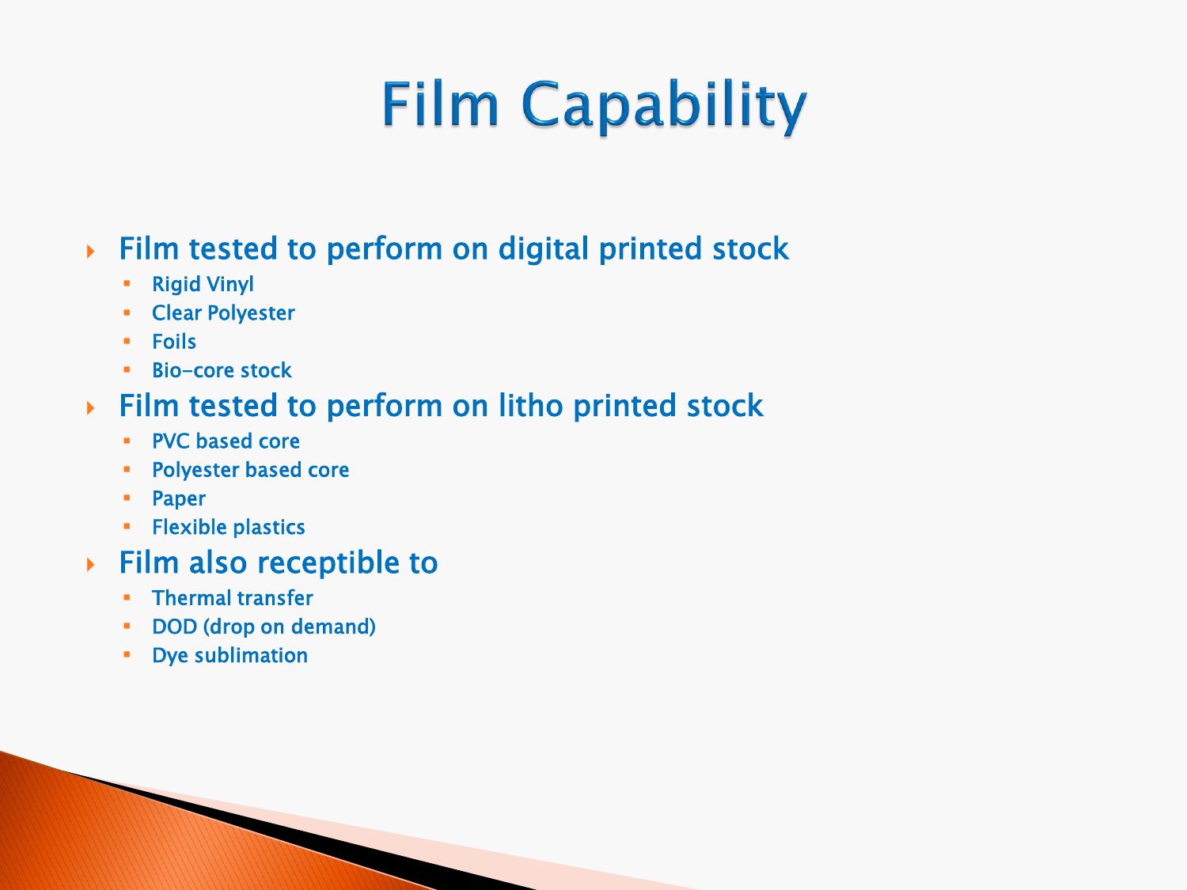# Film Capability

- Film tested to perform on digital printed stock
  - Rigid Vinyl
  - Clear Polyester
  - Foils
  - Bio-core stock
- Film tested to perform on litho printed stock
  - PVC based core
  - Polyester based core
  - Paper
  - Flexible plastics
- Film also receptible to
  - Thermal transfer
  - DOD (drop on demand)
  - Dye sublimation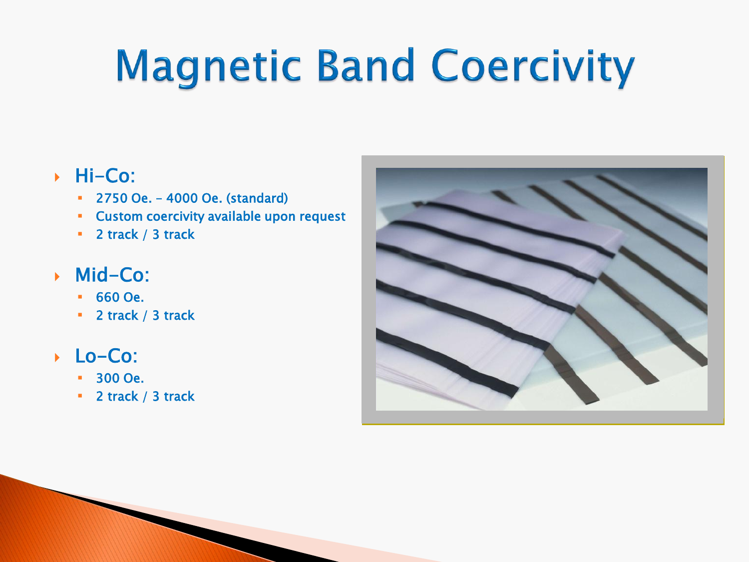# Magnetic Band Coercivity

- **Hi-Co:**
  - 2750 Oe. – 4000 Oe. (standard)
  - Custom coercivity available upon request
  - 2 track / 3 track
- **Mid-Co:**
  - 660 Oe.
  - 2 track / 3 track
- **Lo-Co:**
  - 300 Oe.
  - 2 track / 3 track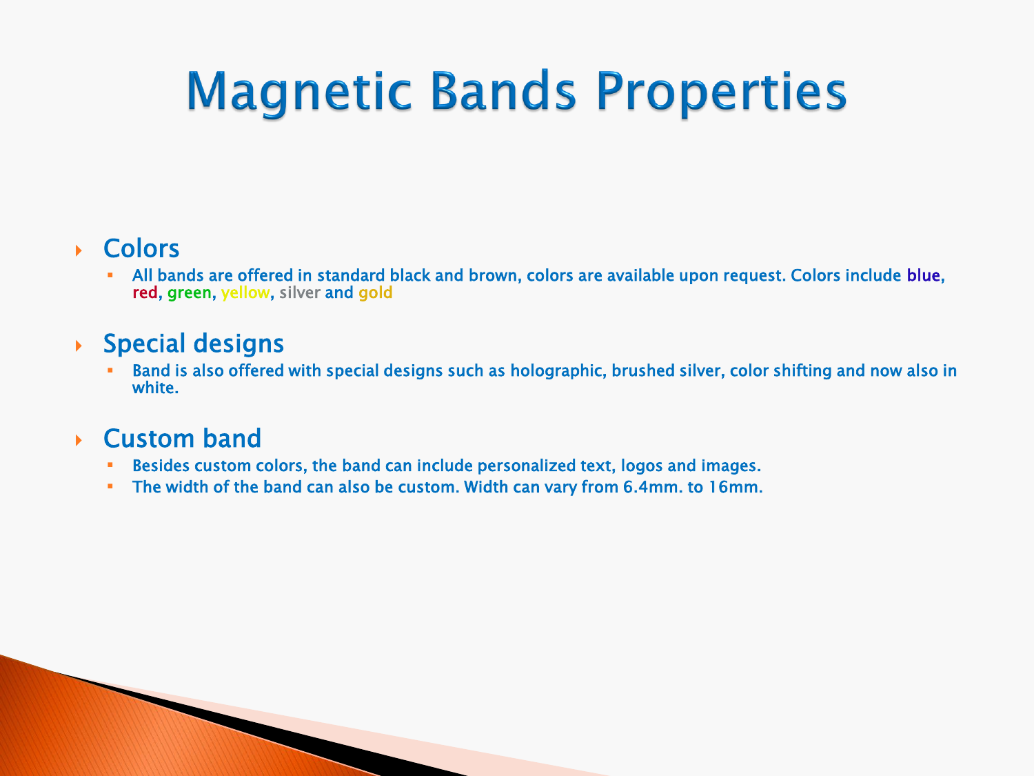# Magnetic Bands Properties

- ## Colors
  - All bands are offered in standard black and brown, colors are available upon request. Colors include blue, red, green, yellow, silver and gold

- ## Special designs
  - Band is also offered with special designs such as holographic, brushed silver, color shifting and now also in white.

- ## Custom band
  - Besides custom colors, the band can include personalized text, logos and images.
  - The width of the band can also be custom. Width can vary from 6.4mm. to 16mm.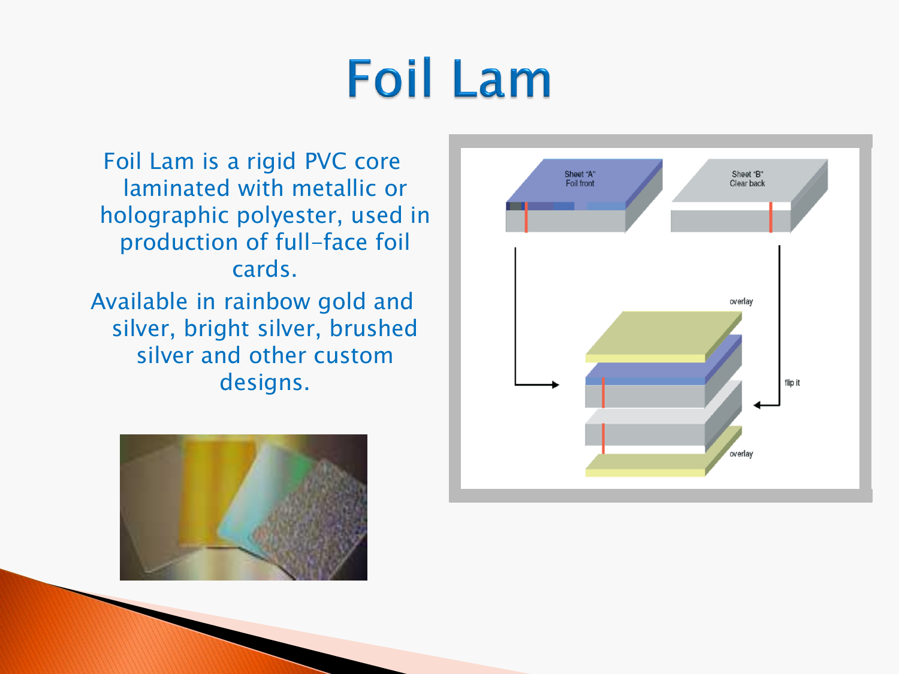# Foil Lam

Foil Lam is a rigid PVC core laminated with metallic or holographic polyester, used in production of full-face foil cards.

Available in rainbow gold and silver, bright silver, brushed silver and other custom designs.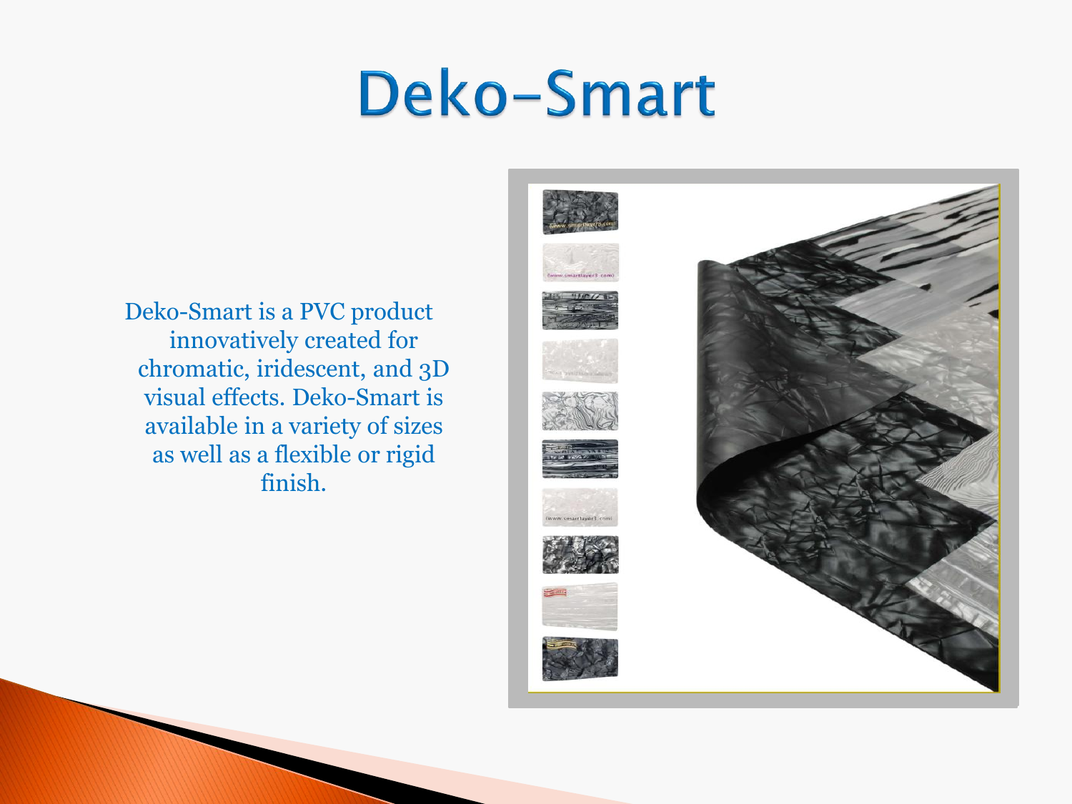# Deko-Smart

Deko-Smart is a PVC product innovatively created for chromatic, iridescent, and 3D visual effects. Deko-Smart is available in a variety of sizes as well as a flexible or rigid finish.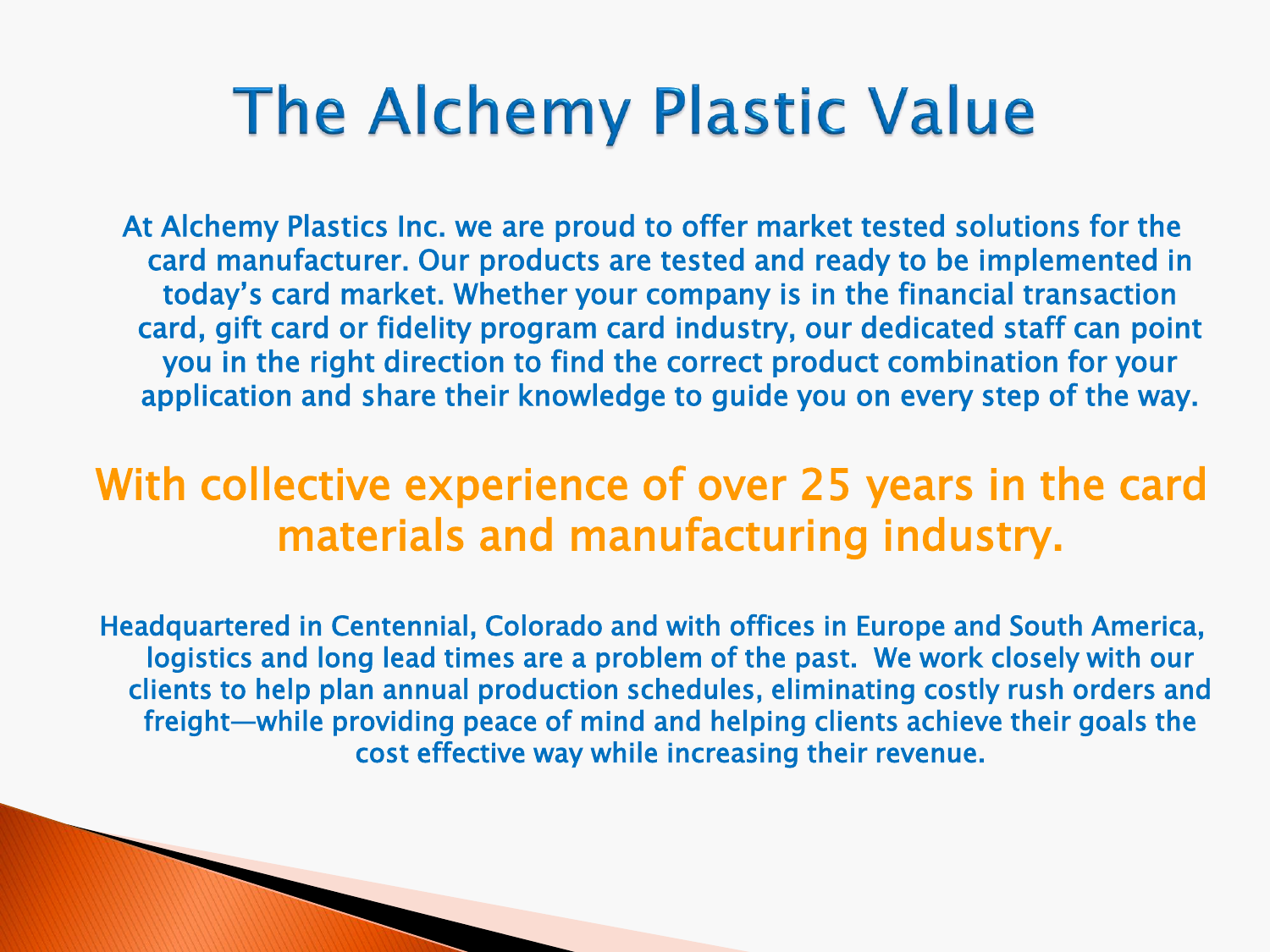# The Alchemy Plastic Value

At Alchemy Plastics Inc. we are proud to offer market tested solutions for the card manufacturer. Our products are tested and ready to be implemented in today's card market. Whether your company is in the financial transaction card, gift card or fidelity program card industry, our dedicated staff can point you in the right direction to find the correct product combination for your application and share their knowledge to guide you on every step of the way.

## With collective experience of over 25 years in the card materials and manufacturing industry.

Headquartered in Centennial, Colorado and with offices in Europe and South America, logistics and long lead times are a problem of the past. We work closely with our clients to help plan annual production schedules, eliminating costly rush orders and freight—while providing peace of mind and helping clients achieve their goals the cost effective way while increasing their revenue.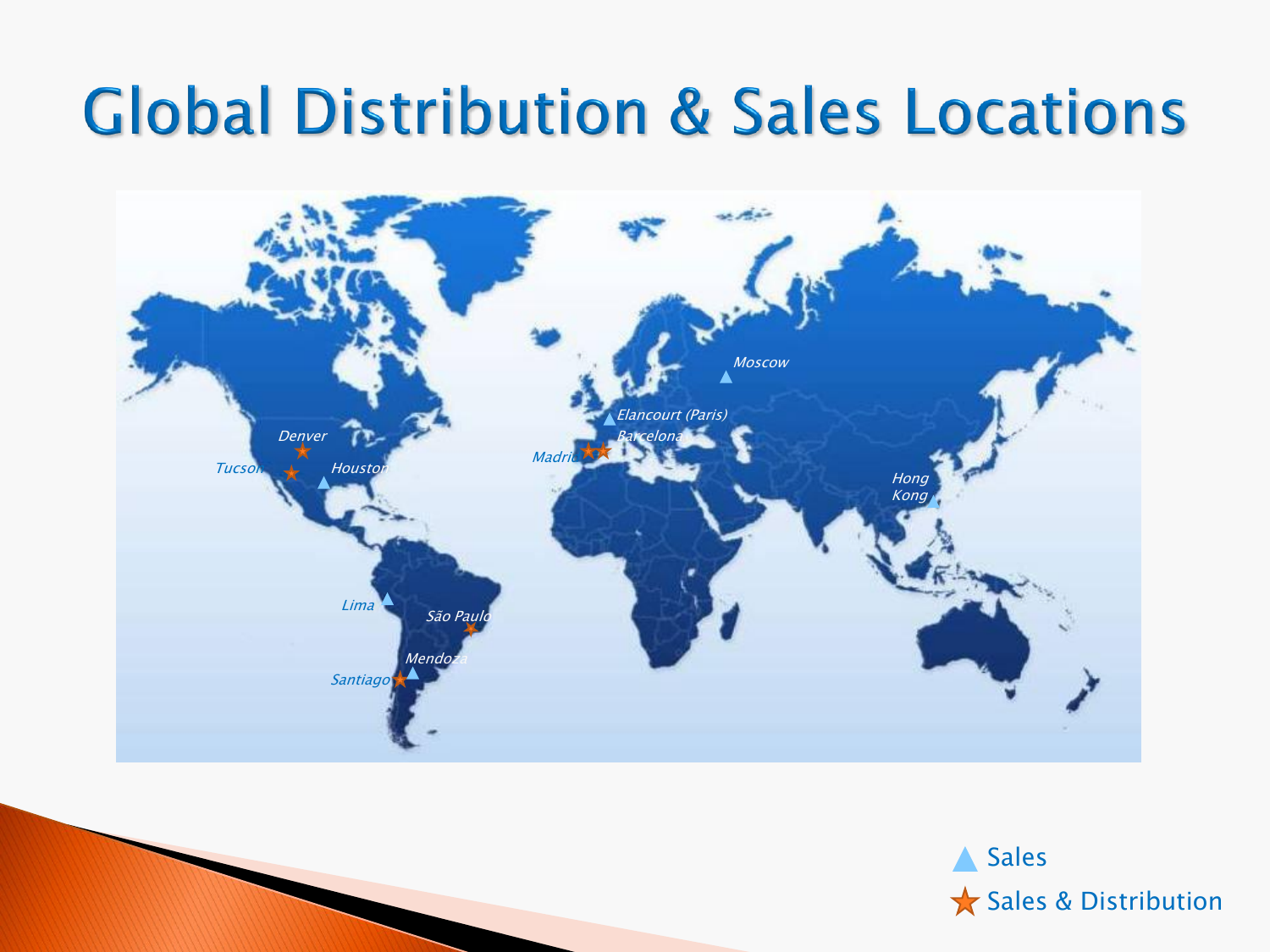# Global Distribution & Sales Locations

Moscow

Elancourt (Paris)

Barcelona

Madrid

Denver

Tucson

Houston

Hong Kong

Lima

São Paulo

Mendoza

Santiago

Sales

Sales & Distribution